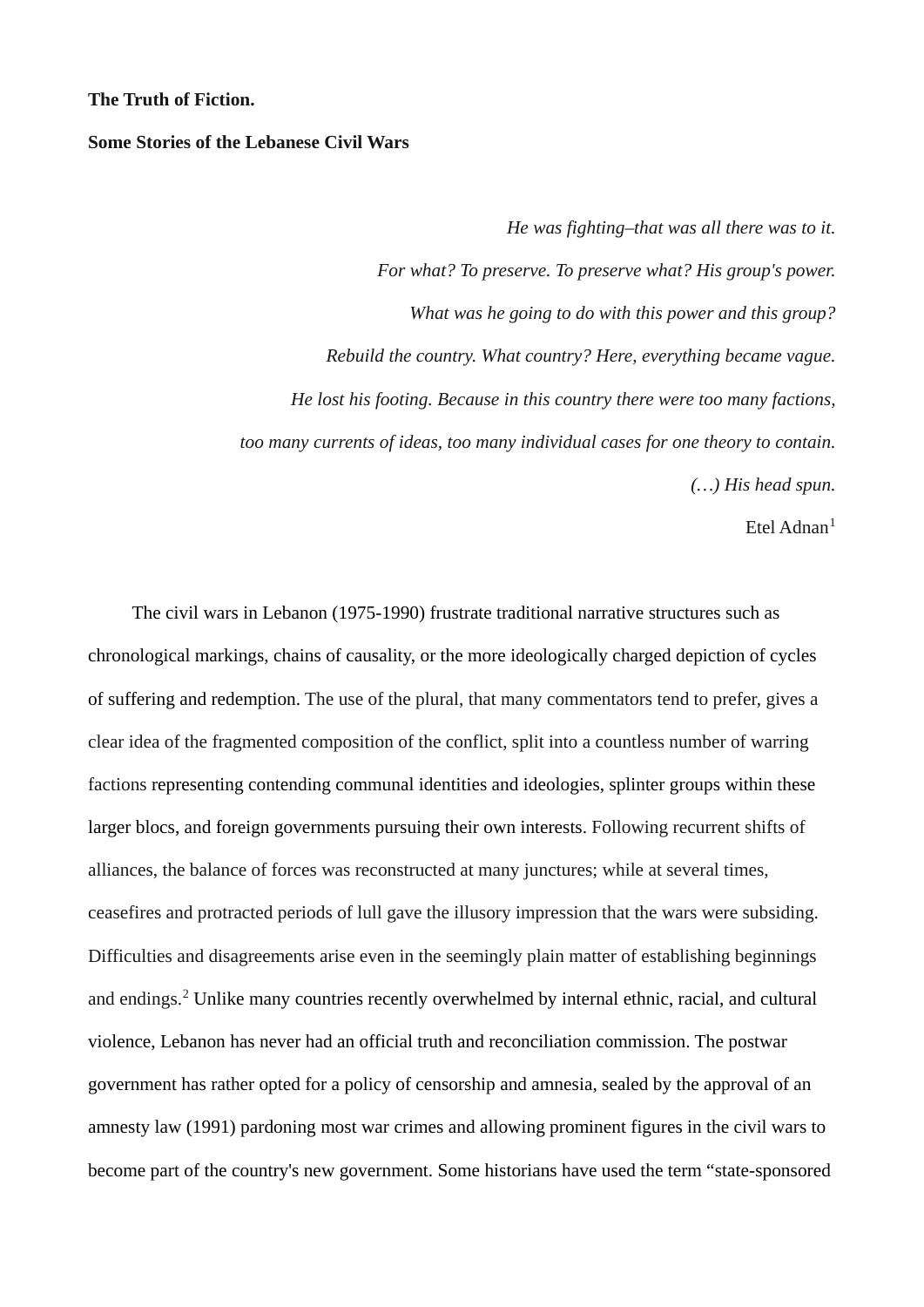**The Truth of Fiction.**

**Some Stories of the Lebanese Civil Wars**

*He was fighting–that was all there was to it.*

*For what? To preserve. To preserve what? His group's power.*

*What was he going to do with this power and this group?*

*Rebuild the country. What country? Here, everything became vague.*

*He lost his footing. Because in this country there were too many factions,*

*too many currents of ideas, too many individual cases for one theory to contain.*

*(…) His head spun.*

Etel Adnan[1]

The civil wars in Lebanon (1975-1990) frustrate traditional narrative structures such as chronological markings, chains of causality, or the more ideologically charged depiction of cycles of suffering and redemption. The use of the plural, that many commentators tend to prefer, gives a clear idea of the fragmented composition of the conflict, split into a countless number of warring factions representing contending communal identities and ideologies, splinter groups within these larger blocs, and foreign governments pursuing their own interests. Following recurrent shifts of alliances, the balance of forces was reconstructed at many junctures; while at several times, ceasefires and protracted periods of lull gave the illusory impression that the wars were subsiding. Difficulties and disagreements arise even in the seemingly plain matter of establishing beginnings and endings.[2] Unlike many countries recently overwhelmed by internal ethnic, racial, and cultural violence, Lebanon has never had an official truth and reconciliation commission. The postwar government has rather opted for a policy of censorship and amnesia, sealed by the approval of an amnesty law (1991) pardoning most war crimes and allowing prominent figures in the civil wars to become part of the country's new government. Some historians have used the term "state-sponsored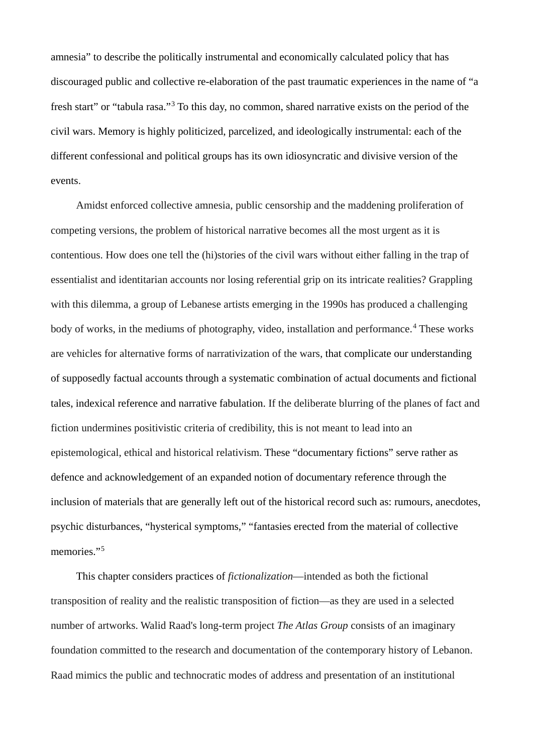amnesia" to describe the politically instrumental and economically calculated policy that has discouraged public and collective re-elaboration of the past traumatic experiences in the name of "a fresh start" or "tabula rasa."[3] To this day, no common, shared narrative exists on the period of the civil wars. Memory is highly politicized, parcelized, and ideologically instrumental: each of the different confessional and political groups has its own idiosyncratic and divisive version of the events.

Amidst enforced collective amnesia, public censorship and the maddening proliferation of competing versions, the problem of historical narrative becomes all the most urgent as it is contentious. How does one tell the (hi)stories of the civil wars without either falling in the trap of essentialist and identitarian accounts nor losing referential grip on its intricate realities? Grappling with this dilemma, a group of Lebanese artists emerging in the 1990s has produced a challenging body of works, in the mediums of photography, video, installation and performance.[4] These works are vehicles for alternative forms of narrativization of the wars, that complicate our understanding of supposedly factual accounts through a systematic combination of actual documents and fictional tales, indexical reference and narrative fabulation. If the deliberate blurring of the planes of fact and fiction undermines positivistic criteria of credibility, this is not meant to lead into an epistemological, ethical and historical relativism. These "documentary fictions" serve rather as defence and acknowledgement of an expanded notion of documentary reference through the inclusion of materials that are generally left out of the historical record such as: rumours, anecdotes, psychic disturbances, "hysterical symptoms," "fantasies erected from the material of collective memories."[5]

This chapter considers practices of *fictionalization*—intended as both the fictional transposition of reality and the realistic transposition of fiction—as they are used in a selected number of artworks. Walid Raad's long-term project *The Atlas Group* consists of an imaginary foundation committed to the research and documentation of the contemporary history of Lebanon. Raad mimics the public and technocratic modes of address and presentation of an institutional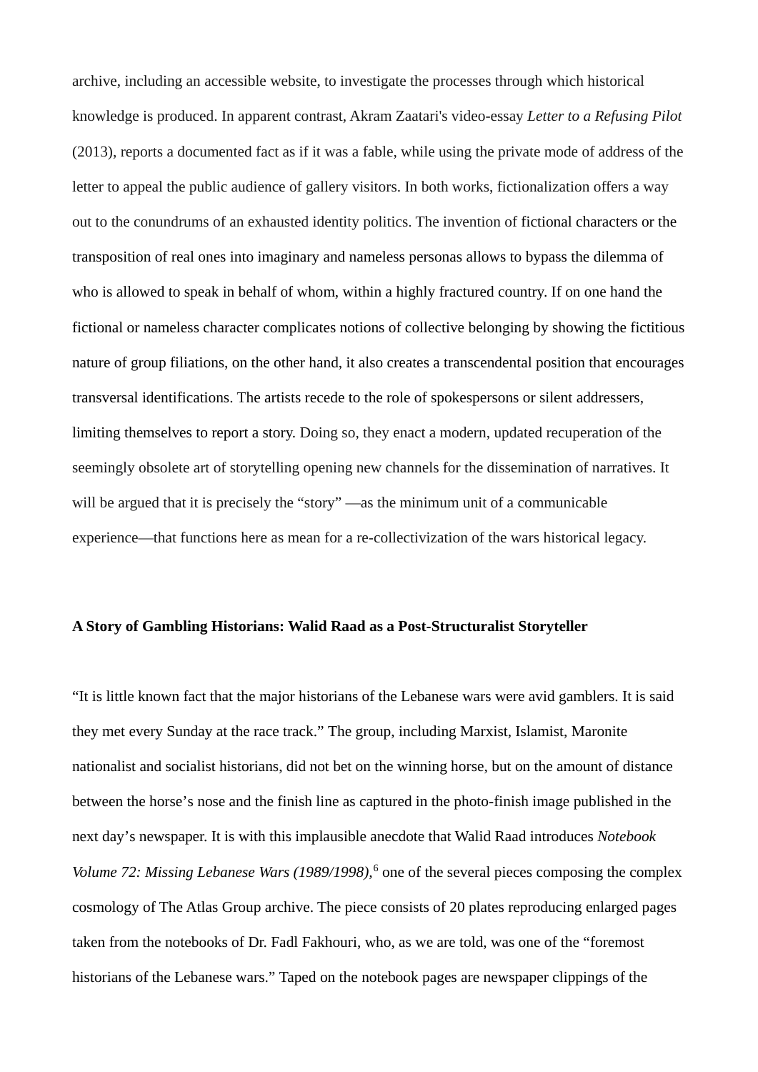archive, including an accessible website, to investigate the processes through which historical knowledge is produced. In apparent contrast, Akram Zaatari's video-essay *Letter to a Refusing Pilot* (2013), reports a documented fact as if it was a fable, while using the private mode of address of the letter to appeal the public audience of gallery visitors. In both works, fictionalization offers a way out to the conundrums of an exhausted identity politics. The invention of fictional characters or the transposition of real ones into imaginary and nameless personas allows to bypass the dilemma of who is allowed to speak in behalf of whom, within a highly fractured country. If on one hand the fictional or nameless character complicates notions of collective belonging by showing the fictitious nature of group filiations, on the other hand, it also creates a transcendental position that encourages transversal identifications. The artists recede to the role of spokespersons or silent addressers, limiting themselves to report a story. Doing so, they enact a modern, updated recuperation of the seemingly obsolete art of storytelling opening new channels for the dissemination of narratives. It will be argued that it is precisely the "story" —as the minimum unit of a communicable experience—that functions here as mean for a re-collectivization of the wars historical legacy.

**A Story of Gambling Historians: Walid Raad as a Post-Structuralist Storyteller**

"It is little known fact that the major historians of the Lebanese wars were avid gamblers. It is said they met every Sunday at the race track." The group, including Marxist, Islamist, Maronite nationalist and socialist historians, did not bet on the winning horse, but on the amount of distance between the horse's nose and the finish line as captured in the photo-finish image published in the next day's newspaper. It is with this implausible anecdote that Walid Raad introduces *Notebook Volume 72: Missing Lebanese Wars (1989/1998)*,[6] one of the several pieces composing the complex cosmology of The Atlas Group archive. The piece consists of 20 plates reproducing enlarged pages taken from the notebooks of Dr. Fadl Fakhouri, who, as we are told, was one of the "foremost historians of the Lebanese wars." Taped on the notebook pages are newspaper clippings of the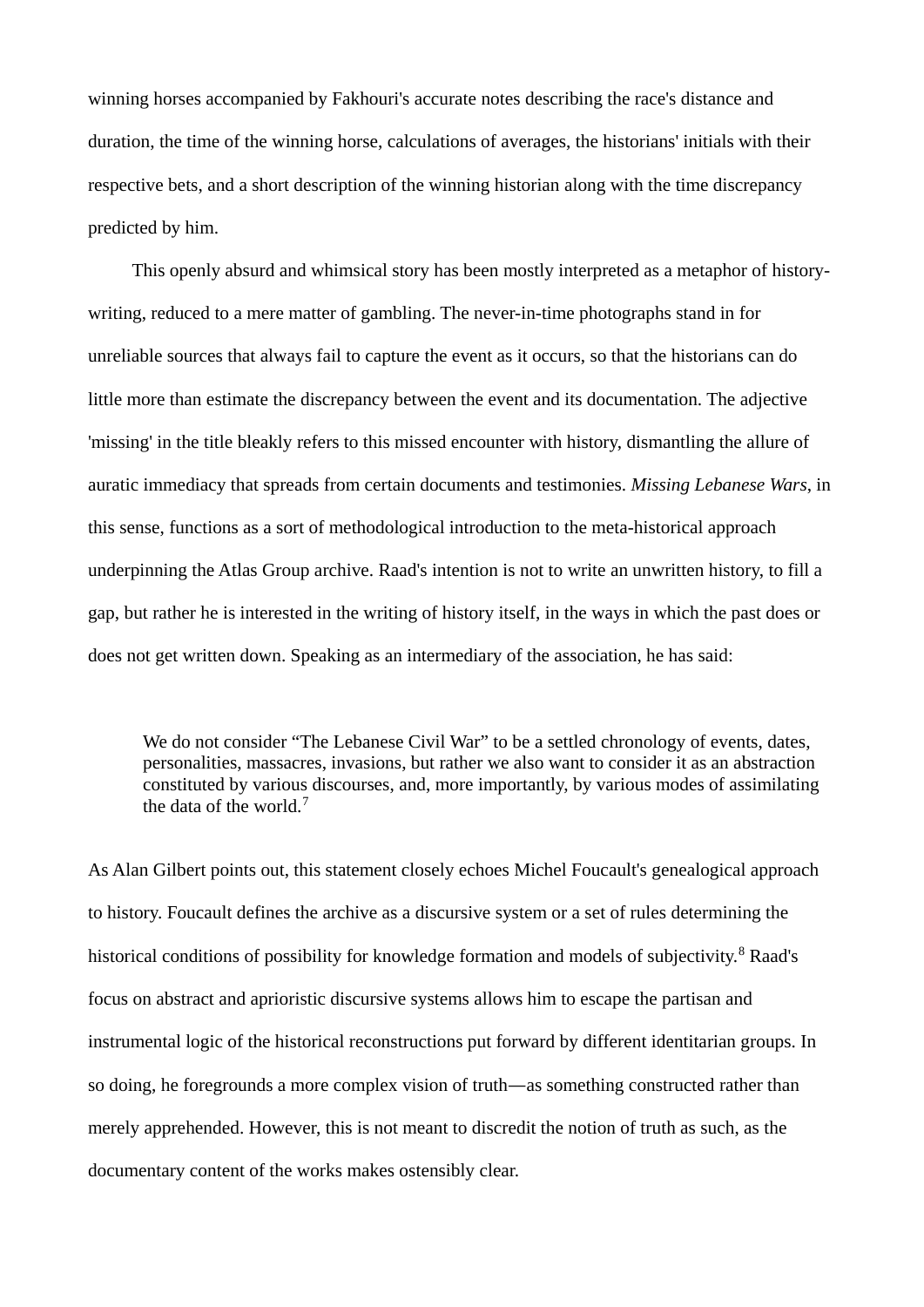winning horses accompanied by Fakhouri's accurate notes describing the race's distance and duration, the time of the winning horse, calculations of averages, the historians' initials with their respective bets, and a short description of the winning historian along with the time discrepancy predicted by him.

This openly absurd and whimsical story has been mostly interpreted as a metaphor of history-writing, reduced to a mere matter of gambling. The never-in-time photographs stand in for unreliable sources that always fail to capture the event as it occurs, so that the historians can do little more than estimate the discrepancy between the event and its documentation. The adjective 'missing' in the title bleakly refers to this missed encounter with history, dismantling the allure of auratic immediacy that spreads from certain documents and testimonies. *Missing Lebanese Wars*, in this sense, functions as a sort of methodological introduction to the meta-historical approach underpinning the Atlas Group archive. Raad's intention is not to write an unwritten history, to fill a gap, but rather he is interested in the writing of history itself, in the ways in which the past does or does not get written down. Speaking as an intermediary of the association, he has said:

> We do not consider “The Lebanese Civil War” to be a settled chronology of events, dates, personalities, massacres, invasions, but rather we also want to consider it as an abstraction constituted by various discourses, and, more importantly, by various modes of assimilating the data of the world.[7]

As Alan Gilbert points out, this statement closely echoes Michel Foucault's genealogical approach to history. Foucault defines the archive as a discursive system or a set of rules determining the historical conditions of possibility for knowledge formation and models of subjectivity.[8] Raad's focus on abstract and aprioristic discursive systems allows him to escape the partisan and instrumental logic of the historical reconstructions put forward by different identitarian groups. In so doing, he foregrounds a more complex vision of truth—as something constructed rather than merely apprehended. However, this is not meant to discredit the notion of truth as such, as the documentary content of the works makes ostensibly clear.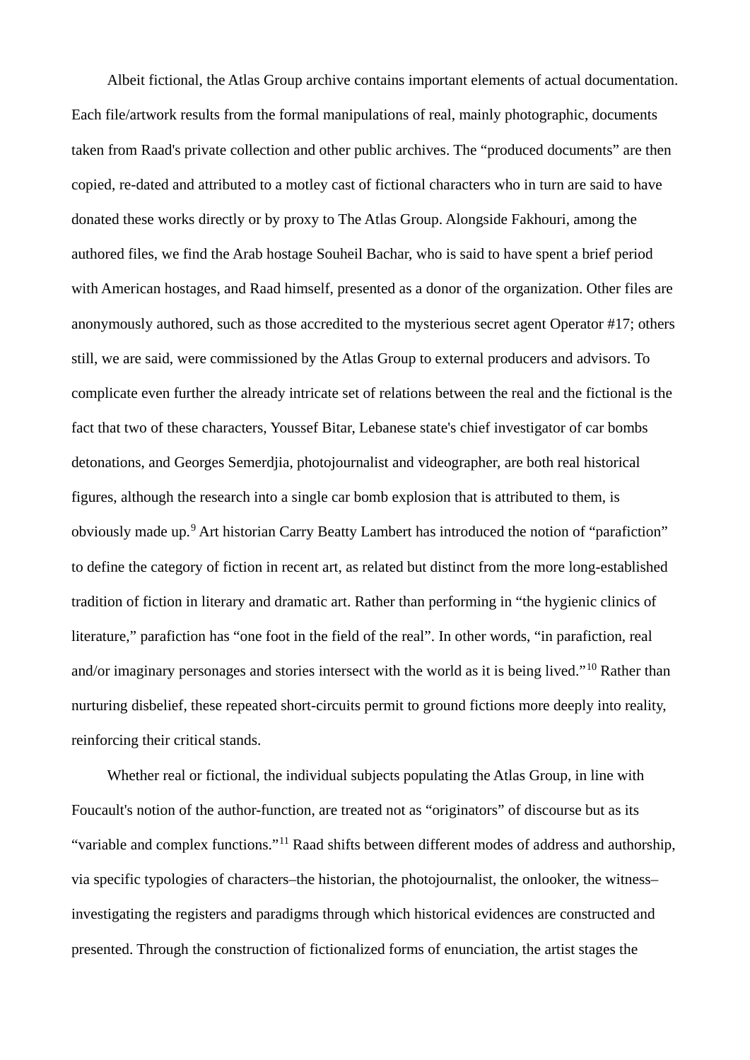Albeit fictional, the Atlas Group archive contains important elements of actual documentation. Each file/artwork results from the formal manipulations of real, mainly photographic, documents taken from Raad's private collection and other public archives. The “produced documents” are then copied, re-dated and attributed to a motley cast of fictional characters who in turn are said to have donated these works directly or by proxy to The Atlas Group. Alongside Fakhouri, among the authored files, we find the Arab hostage Souheil Bachar, who is said to have spent a brief period with American hostages, and Raad himself, presented as a donor of the organization. Other files are anonymously authored, such as those accredited to the mysterious secret agent Operator #17; others still, we are said, were commissioned by the Atlas Group to external producers and advisors. To complicate even further the already intricate set of relations between the real and the fictional is the fact that two of these characters, Youssef Bitar, Lebanese state's chief investigator of car bombs detonations, and Georges Semerdjia, photojournalist and videographer, are both real historical figures, although the research into a single car bomb explosion that is attributed to them, is obviously made up.[9] Art historian Carry Beatty Lambert has introduced the notion of “parafiction” to define the category of fiction in recent art, as related but distinct from the more long-established tradition of fiction in literary and dramatic art. Rather than performing in “the hygienic clinics of literature,” parafiction has “one foot in the field of the real”. In other words, “in parafiction, real and/or imaginary personages and stories intersect with the world as it is being lived.”[10] Rather than nurturing disbelief, these repeated short-circuits permit to ground fictions more deeply into reality, reinforcing their critical stands.

Whether real or fictional, the individual subjects populating the Atlas Group, in line with Foucault's notion of the author-function, are treated not as “originators” of discourse but as its “variable and complex functions.”[11] Raad shifts between different modes of address and authorship, via specific typologies of characters–the historian, the photojournalist, the onlooker, the witness–investigating the registers and paradigms through which historical evidences are constructed and presented. Through the construction of fictionalized forms of enunciation, the artist stages the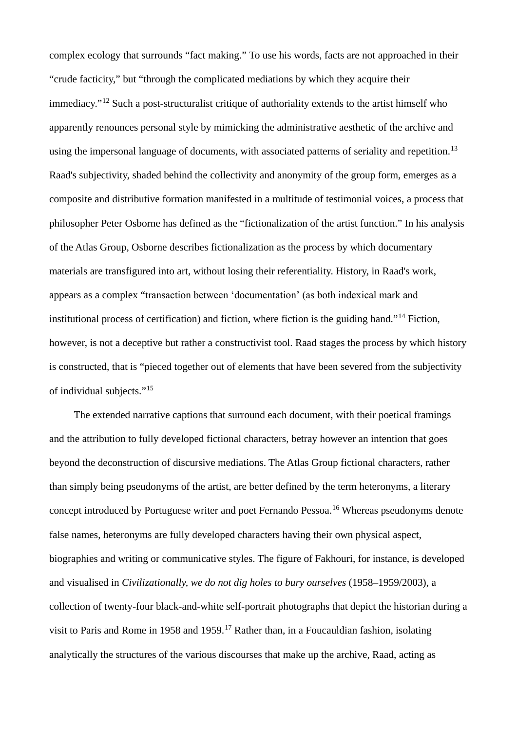complex ecology that surrounds “fact making.” To use his words, facts are not approached in their “crude facticity,” but “through the complicated mediations by which they acquire their immediacy.”[12] Such a post-structuralist critique of authoriality extends to the artist himself who apparently renounces personal style by mimicking the administrative aesthetic of the archive and using the impersonal language of documents, with associated patterns of seriality and repetition.[13] Raad's subjectivity, shaded behind the collectivity and anonymity of the group form, emerges as a composite and distributive formation manifested in a multitude of testimonial voices, a process that philosopher Peter Osborne has defined as the “fictionalization of the artist function.” In his analysis of the Atlas Group, Osborne describes fictionalization as the process by which documentary materials are transfigured into art, without losing their referentiality. History, in Raad's work, appears as a complex “transaction between ‘documentation’ (as both indexical mark and institutional process of certification) and fiction, where fiction is the guiding hand.”[14] Fiction, however, is not a deceptive but rather a constructivist tool. Raad stages the process by which history is constructed, that is “pieced together out of elements that have been severed from the subjectivity of individual subjects.”[15]

The extended narrative captions that surround each document, with their poetical framings and the attribution to fully developed fictional characters, betray however an intention that goes beyond the deconstruction of discursive mediations. The Atlas Group fictional characters, rather than simply being pseudonyms of the artist, are better defined by the term heteronyms, a literary concept introduced by Portuguese writer and poet Fernando Pessoa.[16] Whereas pseudonyms denote false names, heteronyms are fully developed characters having their own physical aspect, biographies and writing or communicative styles. The figure of Fakhouri, for instance, is developed and visualised in *Civilizationally, we do not dig holes to bury ourselves* (1958–1959/2003), a collection of twenty-four black-and-white self-portrait photographs that depict the historian during a visit to Paris and Rome in 1958 and 1959.[17] Rather than, in a Foucauldian fashion, isolating analytically the structures of the various discourses that make up the archive, Raad, acting as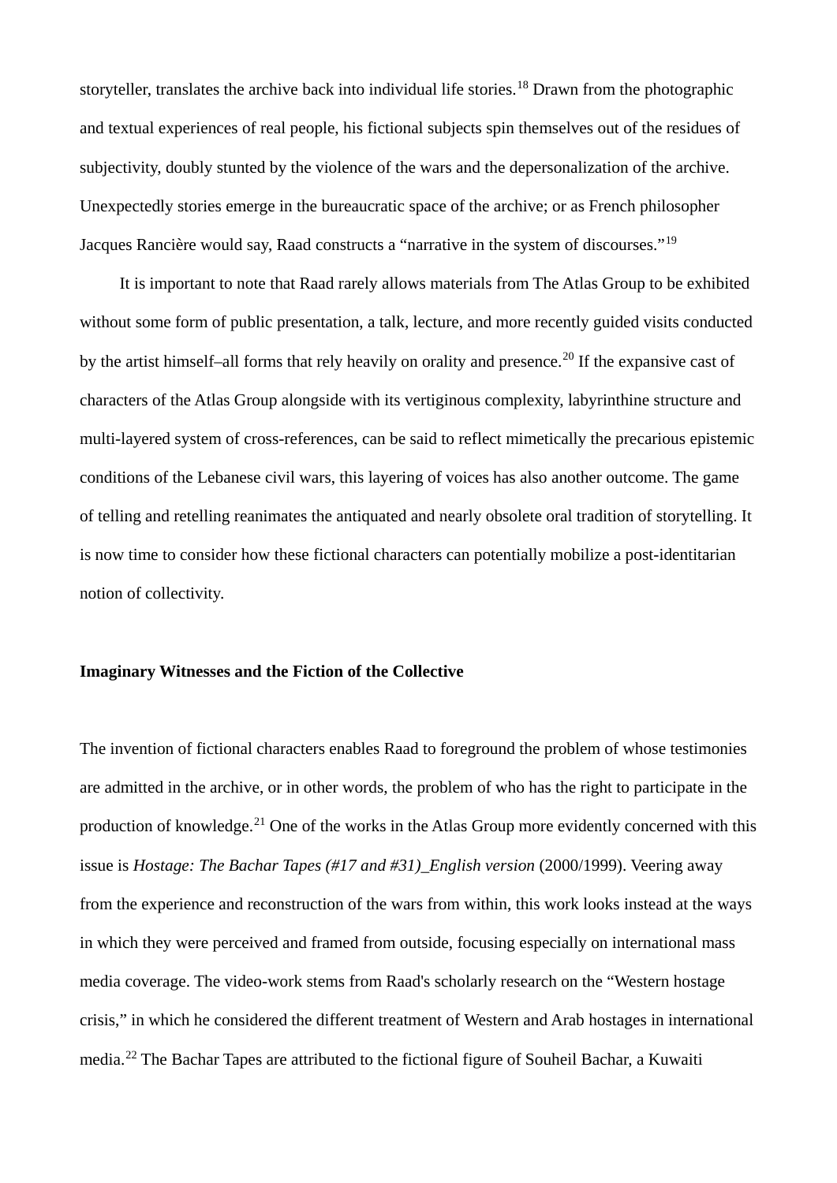storyteller, translates the archive back into individual life stories.[18] Drawn from the photographic and textual experiences of real people, his fictional subjects spin themselves out of the residues of subjectivity, doubly stunted by the violence of the wars and the depersonalization of the archive. Unexpectedly stories emerge in the bureaucratic space of the archive; or as French philosopher Jacques Rancière would say, Raad constructs a “narrative in the system of discourses.”[19]

It is important to note that Raad rarely allows materials from The Atlas Group to be exhibited without some form of public presentation, a talk, lecture, and more recently guided visits conducted by the artist himself–all forms that rely heavily on orality and presence.[20] If the expansive cast of characters of the Atlas Group alongside with its vertiginous complexity, labyrinthine structure and multi-layered system of cross-references, can be said to reflect mimetically the precarious epistemic conditions of the Lebanese civil wars, this layering of voices has also another outcome. The game of telling and retelling reanimates the antiquated and nearly obsolete oral tradition of storytelling. It is now time to consider how these fictional characters can potentially mobilize a post-identitarian notion of collectivity.

**Imaginary Witnesses and the Fiction of the Collective**

The invention of fictional characters enables Raad to foreground the problem of whose testimonies are admitted in the archive, or in other words, the problem of who has the right to participate in the production of knowledge.[21] One of the works in the Atlas Group more evidently concerned with this issue is *Hostage: The Bachar Tapes (#17 and #31)_English version* (2000/1999). Veering away from the experience and reconstruction of the wars from within, this work looks instead at the ways in which they were perceived and framed from outside, focusing especially on international mass media coverage. The video-work stems from Raad's scholarly research on the “Western hostage crisis,” in which he considered the different treatment of Western and Arab hostages in international media.[22] The Bachar Tapes are attributed to the fictional figure of Souheil Bachar, a Kuwaiti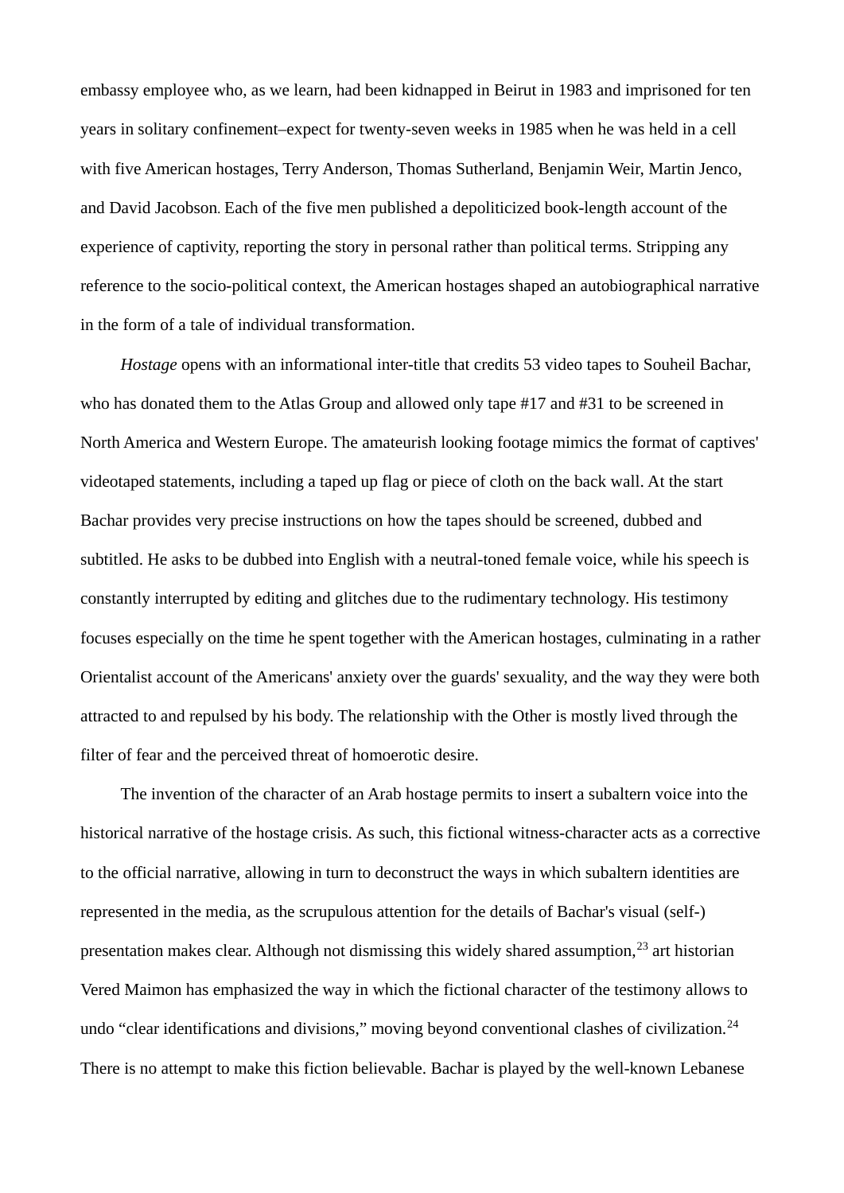embassy employee who, as we learn, had been kidnapped in Beirut in 1983 and imprisoned for ten years in solitary confinement–expect for twenty-seven weeks in 1985 when he was held in a cell with five American hostages, Terry Anderson, Thomas Sutherland, Benjamin Weir, Martin Jenco, and David Jacobson. Each of the five men published a depoliticized book-length account of the experience of captivity, reporting the story in personal rather than political terms. Stripping any reference to the socio-political context, the American hostages shaped an autobiographical narrative in the form of a tale of individual transformation.

*Hostage* opens with an informational inter-title that credits 53 video tapes to Souheil Bachar, who has donated them to the Atlas Group and allowed only tape #17 and #31 to be screened in North America and Western Europe. The amateurish looking footage mimics the format of captives' videotaped statements, including a taped up flag or piece of cloth on the back wall. At the start Bachar provides very precise instructions on how the tapes should be screened, dubbed and subtitled. He asks to be dubbed into English with a neutral-toned female voice, while his speech is constantly interrupted by editing and glitches due to the rudimentary technology. His testimony focuses especially on the time he spent together with the American hostages, culminating in a rather Orientalist account of the Americans' anxiety over the guards' sexuality, and the way they were both attracted to and repulsed by his body. The relationship with the Other is mostly lived through the filter of fear and the perceived threat of homoerotic desire.

The invention of the character of an Arab hostage permits to insert a subaltern voice into the historical narrative of the hostage crisis. As such, this fictional witness-character acts as a corrective to the official narrative, allowing in turn to deconstruct the ways in which subaltern identities are represented in the media, as the scrupulous attention for the details of Bachar's visual (self-)presentation makes clear. Although not dismissing this widely shared assumption,[23] art historian Vered Maimon has emphasized the way in which the fictional character of the testimony allows to undo "clear identifications and divisions," moving beyond conventional clashes of civilization.[24] There is no attempt to make this fiction believable. Bachar is played by the well-known Lebanese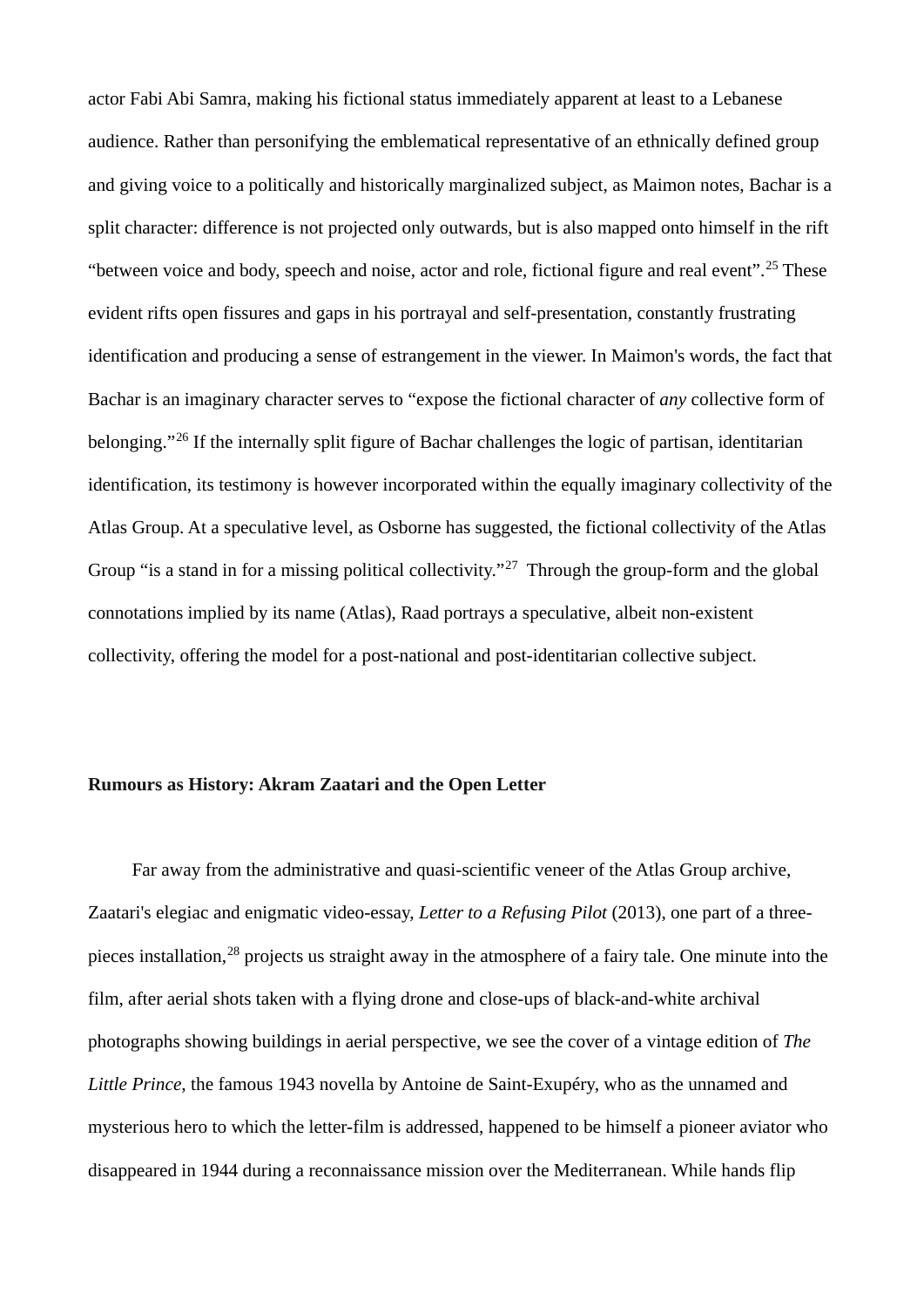actor Fabi Abi Samra, making his fictional status immediately apparent at least to a Lebanese audience. Rather than personifying the emblematical representative of an ethnically defined group and giving voice to a politically and historically marginalized subject, as Maimon notes, Bachar is a split character: difference is not projected only outwards, but is also mapped onto himself in the rift "between voice and body, speech and noise, actor and role, fictional figure and real event".[25] These evident rifts open fissures and gaps in his portrayal and self-presentation, constantly frustrating identification and producing a sense of estrangement in the viewer. In Maimon's words, the fact that Bachar is an imaginary character serves to "expose the fictional character of *any* collective form of belonging."[26] If the internally split figure of Bachar challenges the logic of partisan, identitarian identification, its testimony is however incorporated within the equally imaginary collectivity of the Atlas Group. At a speculative level, as Osborne has suggested, the fictional collectivity of the Atlas Group "is a stand in for a missing political collectivity."[27] Through the group-form and the global connotations implied by its name (Atlas), Raad portrays a speculative, albeit non-existent collectivity, offering the model for a post-national and post-identitarian collective subject.

**Rumours as History: Akram Zaatari and the Open Letter**

Far away from the administrative and quasi-scientific veneer of the Atlas Group archive, Zaatari's elegiac and enigmatic video-essay, *Letter to a Refusing Pilot* (2013), one part of a three-pieces installation,[28] projects us straight away in the atmosphere of a fairy tale. One minute into the film, after aerial shots taken with a flying drone and close-ups of black-and-white archival photographs showing buildings in aerial perspective, we see the cover of a vintage edition of *The Little Prince*, the famous 1943 novella by Antoine de Saint-Exupéry, who as the unnamed and mysterious hero to which the letter-film is addressed, happened to be himself a pioneer aviator who disappeared in 1944 during a reconnaissance mission over the Mediterranean. While hands flip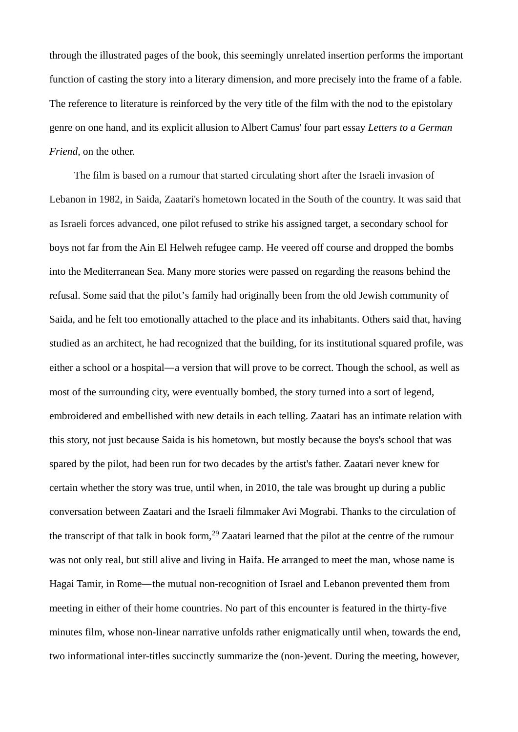through the illustrated pages of the book, this seemingly unrelated insertion performs the important function of casting the story into a literary dimension, and more precisely into the frame of a fable. The reference to literature is reinforced by the very title of the film with the nod to the epistolary genre on one hand, and its explicit allusion to Albert Camus' four part essay *Letters to a German Friend*, on the other.

The film is based on a rumour that started circulating short after the Israeli invasion of Lebanon in 1982, in Saida, Zaatari's hometown located in the South of the country. It was said that as Israeli forces advanced, one pilot refused to strike his assigned target, a secondary school for boys not far from the Ain El Helweh refugee camp. He veered off course and dropped the bombs into the Mediterranean Sea. Many more stories were passed on regarding the reasons behind the refusal. Some said that the pilot's family had originally been from the old Jewish community of Saida, and he felt too emotionally attached to the place and its inhabitants. Others said that, having studied as an architect, he had recognized that the building, for its institutional squared profile, was either a school or a hospital—a version that will prove to be correct. Though the school, as well as most of the surrounding city, were eventually bombed, the story turned into a sort of legend, embroidered and embellished with new details in each telling. Zaatari has an intimate relation with this story, not just because Saida is his hometown, but mostly because the boys's school that was spared by the pilot, had been run for two decades by the artist's father. Zaatari never knew for certain whether the story was true, until when, in 2010, the tale was brought up during a public conversation between Zaatari and the Israeli filmmaker Avi Mograbi. Thanks to the circulation of the transcript of that talk in book form,[29] Zaatari learned that the pilot at the centre of the rumour was not only real, but still alive and living in Haifa. He arranged to meet the man, whose name is Hagai Tamir, in Rome—the mutual non-recognition of Israel and Lebanon prevented them from meeting in either of their home countries. No part of this encounter is featured in the thirty-five minutes film, whose non-linear narrative unfolds rather enigmatically until when, towards the end, two informational inter-titles succinctly summarize the (non-)event. During the meeting, however,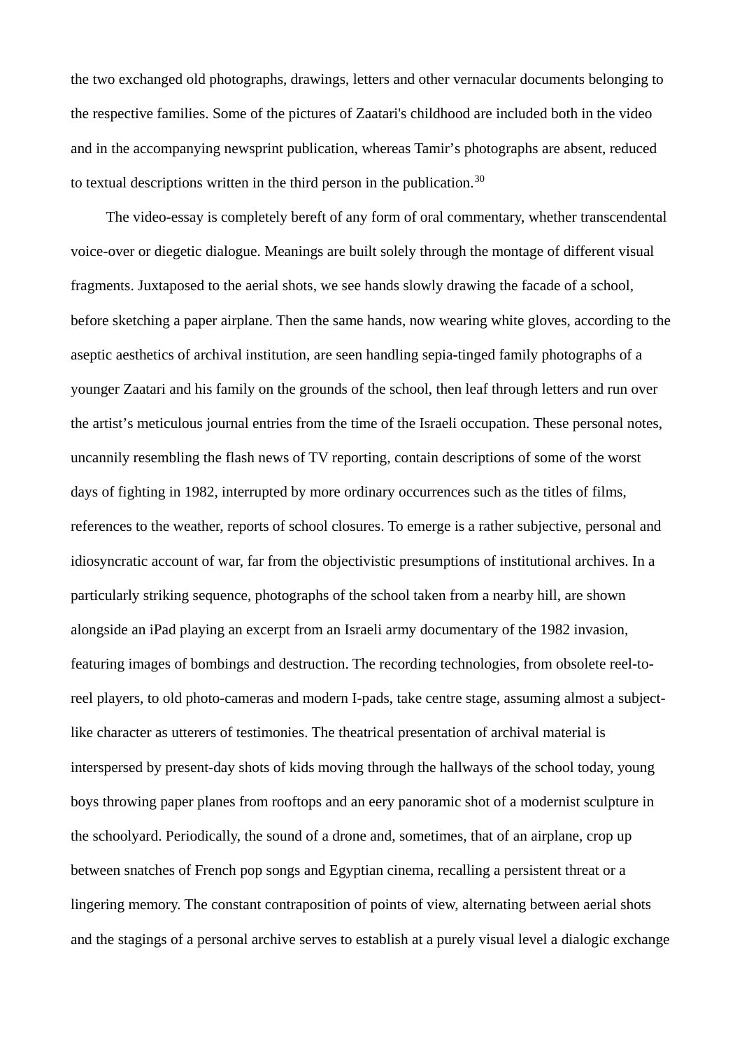the two exchanged old photographs, drawings, letters and other vernacular documents belonging to the respective families. Some of the pictures of Zaatari's childhood are included both in the video and in the accompanying newsprint publication, whereas Tamir's photographs are absent, reduced to textual descriptions written in the third person in the publication.[30]

The video-essay is completely bereft of any form of oral commentary, whether transcendental voice-over or diegetic dialogue. Meanings are built solely through the montage of different visual fragments. Juxtaposed to the aerial shots, we see hands slowly drawing the facade of a school, before sketching a paper airplane. Then the same hands, now wearing white gloves, according to the aseptic aesthetics of archival institution, are seen handling sepia-tinged family photographs of a younger Zaatari and his family on the grounds of the school, then leaf through letters and run over the artist's meticulous journal entries from the time of the Israeli occupation. These personal notes, uncannily resembling the flash news of TV reporting, contain descriptions of some of the worst days of fighting in 1982, interrupted by more ordinary occurrences such as the titles of films, references to the weather, reports of school closures. To emerge is a rather subjective, personal and idiosyncratic account of war, far from the objectivistic presumptions of institutional archives. In a particularly striking sequence, photographs of the school taken from a nearby hill, are shown alongside an iPad playing an excerpt from an Israeli army documentary of the 1982 invasion, featuring images of bombings and destruction. The recording technologies, from obsolete reel-to-reel players, to old photo-cameras and modern I-pads, take centre stage, assuming almost a subject-like character as utterers of testimonies. The theatrical presentation of archival material is interspersed by present-day shots of kids moving through the hallways of the school today, young boys throwing paper planes from rooftops and an eery panoramic shot of a modernist sculpture in the schoolyard. Periodically, the sound of a drone and, sometimes, that of an airplane, crop up between snatches of French pop songs and Egyptian cinema, recalling a persistent threat or a lingering memory. The constant contraposition of points of view, alternating between aerial shots and the stagings of a personal archive serves to establish at a purely visual level a dialogic exchange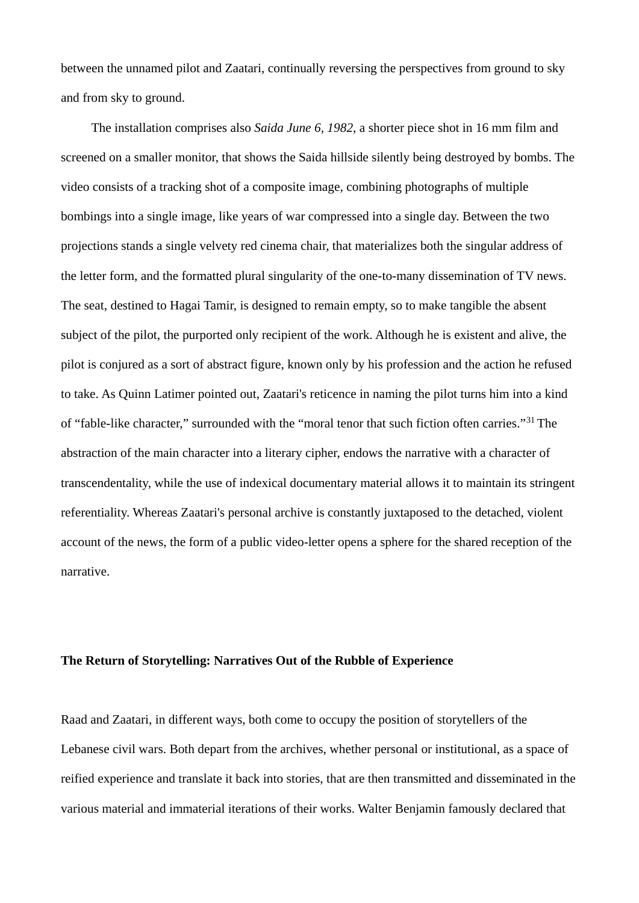between the unnamed pilot and Zaatari, continually reversing the perspectives from ground to sky and from sky to ground.

The installation comprises also *Saida June 6, 1982*, a shorter piece shot in 16 mm film and screened on a smaller monitor, that shows the Saida hillside silently being destroyed by bombs. The video consists of a tracking shot of a composite image, combining photographs of multiple bombings into a single image, like years of war compressed into a single day. Between the two projections stands a single velvety red cinema chair, that materializes both the singular address of the letter form, and the formatted plural singularity of the one-to-many dissemination of TV news. The seat, destined to Hagai Tamir, is designed to remain empty, so to make tangible the absent subject of the pilot, the purported only recipient of the work. Although he is existent and alive, the pilot is conjured as a sort of abstract figure, known only by his profession and the action he refused to take. As Quinn Latimer pointed out, Zaatari's reticence in naming the pilot turns him into a kind of "fable-like character," surrounded with the "moral tenor that such fiction often carries."[31] The abstraction of the main character into a literary cipher, endows the narrative with a character of transcendentality, while the use of indexical documentary material allows it to maintain its stringent referentiality. Whereas Zaatari's personal archive is constantly juxtaposed to the detached, violent account of the news, the form of a public video-letter opens a sphere for the shared reception of the narrative.

**The Return of Storytelling: Narratives Out of the Rubble of Experience**

Raad and Zaatari, in different ways, both come to occupy the position of storytellers of the Lebanese civil wars. Both depart from the archives, whether personal or institutional, as a space of reified experience and translate it back into stories, that are then transmitted and disseminated in the various material and immaterial iterations of their works. Walter Benjamin famously declared that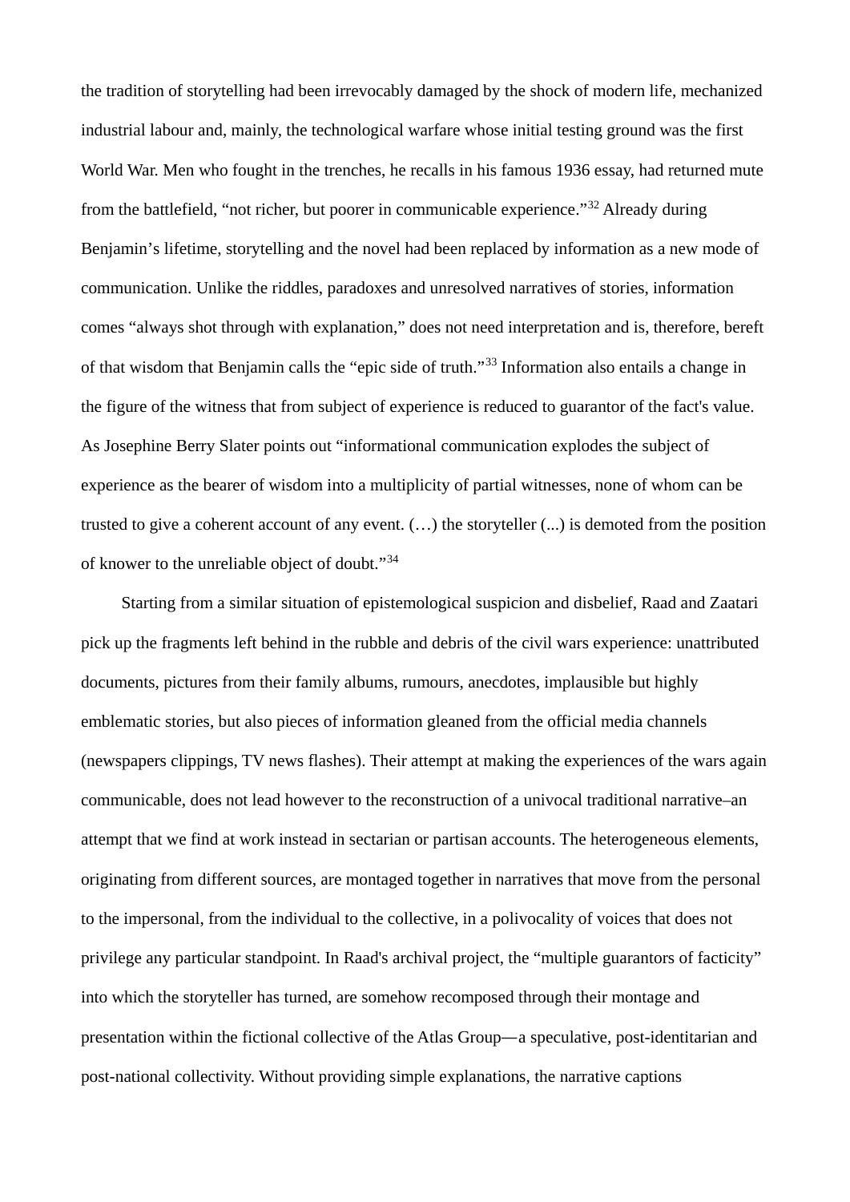the tradition of storytelling had been irrevocably damaged by the shock of modern life, mechanized industrial labour and, mainly, the technological warfare whose initial testing ground was the first World War. Men who fought in the trenches, he recalls in his famous 1936 essay, had returned mute from the battlefield, "not richer, but poorer in communicable experience."[32] Already during Benjamin's lifetime, storytelling and the novel had been replaced by information as a new mode of communication. Unlike the riddles, paradoxes and unresolved narratives of stories, information comes "always shot through with explanation," does not need interpretation and is, therefore, bereft of that wisdom that Benjamin calls the "epic side of truth."[33] Information also entails a change in the figure of the witness that from subject of experience is reduced to guarantor of the fact's value. As Josephine Berry Slater points out "informational communication explodes the subject of experience as the bearer of wisdom into a multiplicity of partial witnesses, none of whom can be trusted to give a coherent account of any event. (…) the storyteller (...) is demoted from the position of knower to the unreliable object of doubt."[34]

Starting from a similar situation of epistemological suspicion and disbelief, Raad and Zaatari pick up the fragments left behind in the rubble and debris of the civil wars experience: unattributed documents, pictures from their family albums, rumours, anecdotes, implausible but highly emblematic stories, but also pieces of information gleaned from the official media channels (newspapers clippings, TV news flashes). Their attempt at making the experiences of the wars again communicable, does not lead however to the reconstruction of a univocal traditional narrative–an attempt that we find at work instead in sectarian or partisan accounts. The heterogeneous elements, originating from different sources, are montaged together in narratives that move from the personal to the impersonal, from the individual to the collective, in a polivocality of voices that does not privilege any particular standpoint. In Raad's archival project, the "multiple guarantors of facticity" into which the storyteller has turned, are somehow recomposed through their montage and presentation within the fictional collective of the Atlas Group—a speculative, post-identitarian and post-national collectivity. Without providing simple explanations, the narrative captions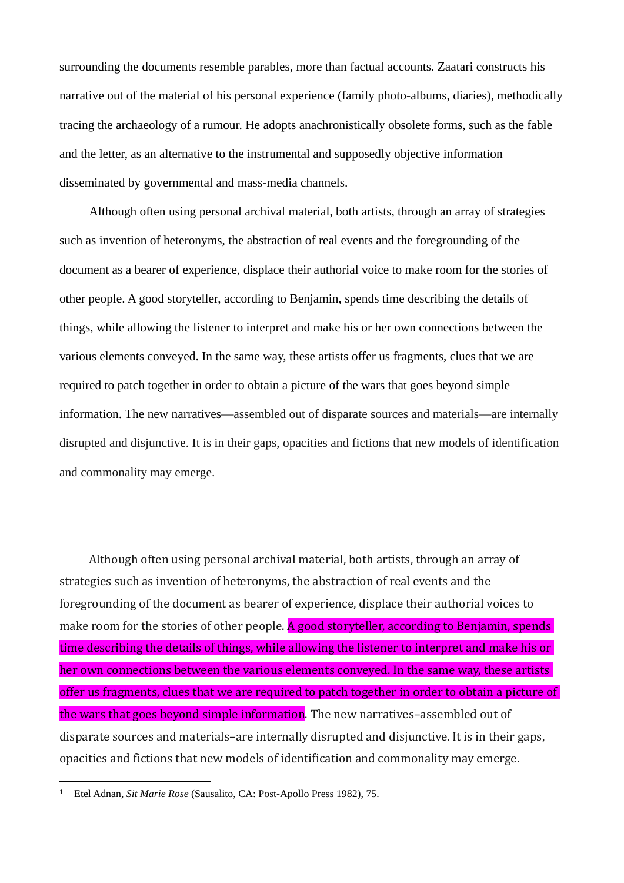surrounding the documents resemble parables, more than factual accounts. Zaatari constructs his narrative out of the material of his personal experience (family photo-albums, diaries), methodically tracing the archaeology of a rumour. He adopts anachronistically obsolete forms, such as the fable and the letter, as an alternative to the instrumental and supposedly objective information disseminated by governmental and mass-media channels.

Although often using personal archival material, both artists, through an array of strategies such as invention of heteronyms, the abstraction of real events and the foregrounding of the document as a bearer of experience, displace their authorial voice to make room for the stories of other people. A good storyteller, according to Benjamin, spends time describing the details of things, while allowing the listener to interpret and make his or her own connections between the various elements conveyed. In the same way, these artists offer us fragments, clues that we are required to patch together in order to obtain a picture of the wars that goes beyond simple information. The new narratives—assembled out of disparate sources and materials—are internally disrupted and disjunctive. It is in their gaps, opacities and fictions that new models of identification and commonality may emerge.

Although often using personal archival material, both artists, through an array of strategies such as invention of heteronyms, the abstraction of real events and the foregrounding of the document as bearer of experience, displace their authorial voices to make room for the stories of other people. A good storyteller, according to Benjamin, spends time describing the details of things, while allowing the listener to interpret and make his or her own connections between the various elements conveyed. In the same way, these artists offer us fragments, clues that we are required to patch together in order to obtain a picture of the wars that goes beyond simple information. The new narratives–assembled out of disparate sources and materials–are internally disrupted and disjunctive. It is in their gaps, opacities and fictions that new models of identification and commonality may emerge.

[1] Etel Adnan, *Sit Marie Rose* (Sausalito, CA: Post-Apollo Press 1982), 75.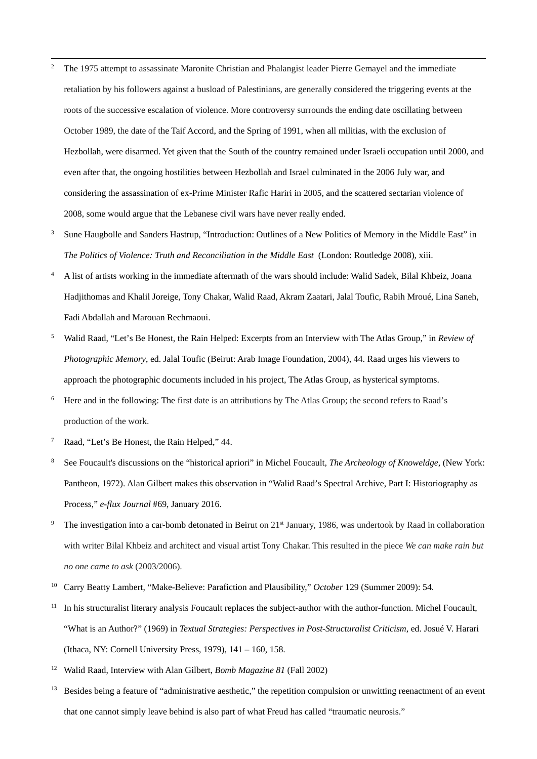[2] The 1975 attempt to assassinate Maronite Christian and Phalangist leader Pierre Gemayel and the immediate retaliation by his followers against a busload of Palestinians, are generally considered the triggering events at the roots of the successive escalation of violence. More controversy surrounds the ending date oscillating between October 1989, the date of the Taif Accord, and the Spring of 1991, when all militias, with the exclusion of Hezbollah, were disarmed. Yet given that the South of the country remained under Israeli occupation until 2000, and even after that, the ongoing hostilities between Hezbollah and Israel culminated in the 2006 July war, and considering the assassination of ex-Prime Minister Rafic Hariri in 2005, and the scattered sectarian violence of 2008, some would argue that the Lebanese civil wars have never really ended.

[3] Sune Haugbolle and Sanders Hastrup, "Introduction: Outlines of a New Politics of Memory in the Middle East" in *The Politics of Violence: Truth and Reconciliation in the Middle East* (London: Routledge 2008), xiii.

[4] A list of artists working in the immediate aftermath of the wars should include: Walid Sadek, Bilal Khbeiz, Joana Hadjithomas and Khalil Joreige, Tony Chakar, Walid Raad, Akram Zaatari, Jalal Toufic, Rabih Mroué, Lina Saneh, Fadi Abdallah and Marouan Rechmaoui.

[5] Walid Raad, "Let's Be Honest, the Rain Helped: Excerpts from an Interview with The Atlas Group," in *Review of Photographic Memory*, ed. Jalal Toufic (Beirut: Arab Image Foundation, 2004), 44. Raad urges his viewers to approach the photographic documents included in his project, The Atlas Group, as hysterical symptoms.

[6] Here and in the following: The first date is an attributions by The Atlas Group; the second refers to Raad's production of the work.

[7] Raad, "Let's Be Honest, the Rain Helped," 44.

[8] See Foucault's discussions on the "historical apriori" in Michel Foucault, *The Archeology of Knoweldge*, (New York: Pantheon, 1972). Alan Gilbert makes this observation in "Walid Raad's Spectral Archive, Part I: Historiography as Process," *e-flux Journal* #69, January 2016.

[9] The investigation into a car-bomb detonated in Beirut on 21st January, 1986, was undertook by Raad in collaboration with writer Bilal Khbeiz and architect and visual artist Tony Chakar. This resulted in the piece *We can make rain but no one came to ask* (2003/2006).

[10] Carry Beatty Lambert, "Make-Believe: Parafiction and Plausibility," *October* 129 (Summer 2009): 54.

[11] In his structuralist literary analysis Foucault replaces the subject-author with the author-function. Michel Foucault, "What is an Author?" (1969) in *Textual Strategies: Perspectives in Post-Structuralist Criticism*, ed. Josué V. Harari (Ithaca, NY: Cornell University Press, 1979), 141 – 160, 158.

[12] Walid Raad, Interview with Alan Gilbert, *Bomb Magazine 81* (Fall 2002)

[13] Besides being a feature of "administrative aesthetic," the repetition compulsion or unwitting reenactment of an event that one cannot simply leave behind is also part of what Freud has called "traumatic neurosis."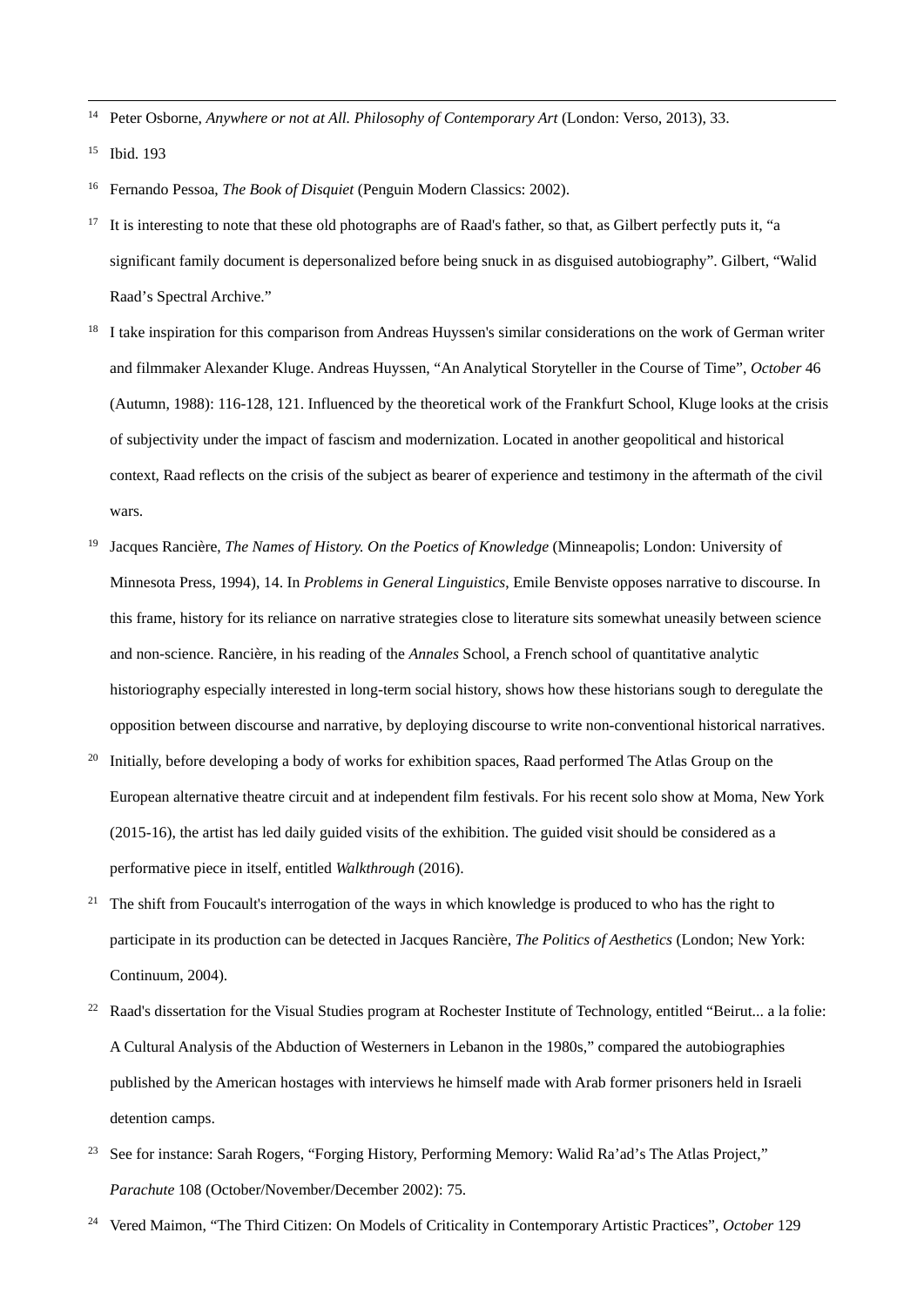[14] Peter Osborne, *Anywhere or not at All. Philosophy of Contemporary Art* (London: Verso, 2013), 33.

[15] Ibid. 193

[16] Fernando Pessoa, *The Book of Disquiet* (Penguin Modern Classics: 2002).

[17] It is interesting to note that these old photographs are of Raad's father, so that, as Gilbert perfectly puts it, "a significant family document is depersonalized before being snuck in as disguised autobiography". Gilbert, "Walid Raad's Spectral Archive."

[18] I take inspiration for this comparison from Andreas Huyssen's similar considerations on the work of German writer and filmmaker Alexander Kluge. Andreas Huyssen, "An Analytical Storyteller in the Course of Time", *October* 46 (Autumn, 1988): 116-128, 121. Influenced by the theoretical work of the Frankfurt School, Kluge looks at the crisis of subjectivity under the impact of fascism and modernization. Located in another geopolitical and historical context, Raad reflects on the crisis of the subject as bearer of experience and testimony in the aftermath of the civil wars.

[19] Jacques Rancière, *The Names of History. On the Poetics of Knowledge* (Minneapolis; London: University of Minnesota Press, 1994), 14. In *Problems in General Linguistics*, Emile Benviste opposes narrative to discourse. In this frame, history for its reliance on narrative strategies close to literature sits somewhat uneasily between science and non-science. Rancière, in his reading of the *Annales* School, a French school of quantitative analytic historiography especially interested in long-term social history, shows how these historians sough to deregulate the opposition between discourse and narrative, by deploying discourse to write non-conventional historical narratives.

[20] Initially, before developing a body of works for exhibition spaces, Raad performed The Atlas Group on the European alternative theatre circuit and at independent film festivals. For his recent solo show at Moma, New York (2015-16), the artist has led daily guided visits of the exhibition. The guided visit should be considered as a performative piece in itself, entitled *Walkthrough* (2016).

[21] The shift from Foucault's interrogation of the ways in which knowledge is produced to who has the right to participate in its production can be detected in Jacques Rancière, *The Politics of Aesthetics* (London; New York: Continuum, 2004).

[22] Raad's dissertation for the Visual Studies program at Rochester Institute of Technology, entitled "Beirut... a la folie: A Cultural Analysis of the Abduction of Westerners in Lebanon in the 1980s," compared the autobiographies published by the American hostages with interviews he himself made with Arab former prisoners held in Israeli detention camps.

[23] See for instance: Sarah Rogers, "Forging History, Performing Memory: Walid Ra'ad's The Atlas Project," *Parachute* 108 (October/November/December 2002): 75.

[24] Vered Maimon, "The Third Citizen: On Models of Criticality in Contemporary Artistic Practices", *October* 129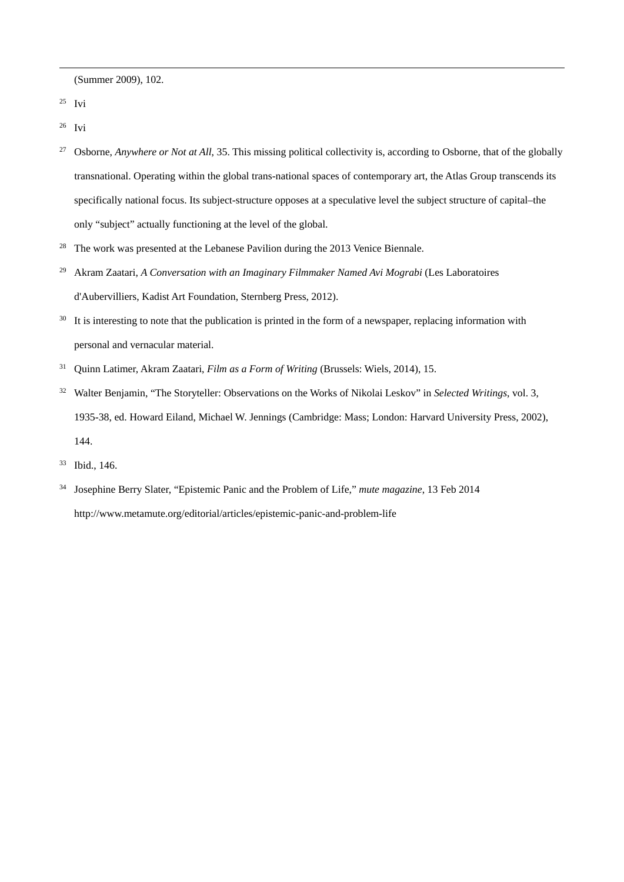(Summer 2009), 102.

[25] Ivi

[26] Ivi

[27] Osborne, *Anywhere or Not at All*, 35. This missing political collectivity is, according to Osborne, that of the globally transnational. Operating within the global trans-national spaces of contemporary art, the Atlas Group transcends its specifically national focus. Its subject-structure opposes at a speculative level the subject structure of capital–the only "subject" actually functioning at the level of the global.

[28] The work was presented at the Lebanese Pavilion during the 2013 Venice Biennale.

[29] Akram Zaatari, *A Conversation with an Imaginary Filmmaker Named Avi Mograbi* (Les Laboratoires d'Aubervilliers, Kadist Art Foundation, Sternberg Press, 2012).

[30] It is interesting to note that the publication is printed in the form of a newspaper, replacing information with personal and vernacular material.

[31] Quinn Latimer, Akram Zaatari, *Film as a Form of Writing* (Brussels: Wiels, 2014), 15.

[32] Walter Benjamin, "The Storyteller: Observations on the Works of Nikolai Leskov" in *Selected Writings*, vol. 3, 1935-38, ed. Howard Eiland, Michael W. Jennings (Cambridge: Mass; London: Harvard University Press, 2002), 144.

[33] Ibid., 146.

[34] Josephine Berry Slater, "Epistemic Panic and the Problem of Life," *mute magazine*, 13 Feb 2014 http://www.metamute.org/editorial/articles/epistemic-panic-and-problem-life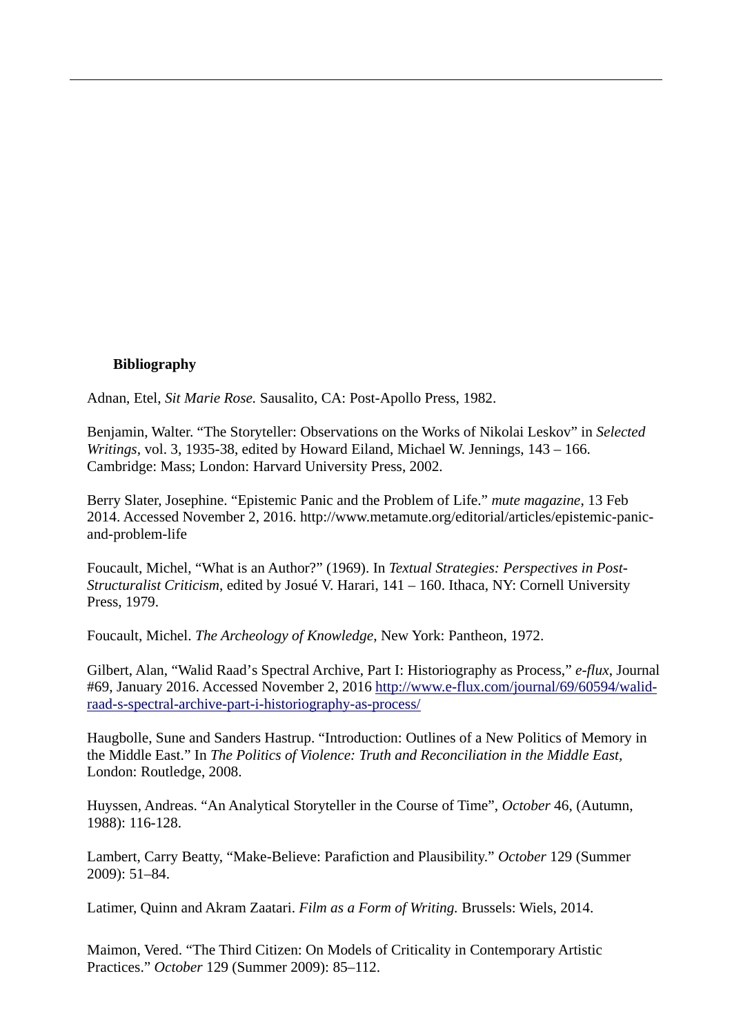**Bibliography**

Adnan, Etel, *Sit Marie Rose.* Sausalito, CA: Post-Apollo Press, 1982.

Benjamin, Walter. “The Storyteller: Observations on the Works of Nikolai Leskov” in *Selected Writings*, vol. 3, 1935-38, edited by Howard Eiland, Michael W. Jennings, 143 – 166. Cambridge: Mass; London: Harvard University Press, 2002.

Berry Slater, Josephine. “Epistemic Panic and the Problem of Life.” *mute magazine*, 13 Feb 2014. Accessed November 2, 2016. http://www.metamute.org/editorial/articles/epistemic-panic-and-problem-life

Foucault, Michel, “What is an Author?” (1969). In *Textual Strategies: Perspectives in Post-Structuralist Criticism*, edited by Josué V. Harari, 141 – 160. Ithaca, NY: Cornell University Press, 1979.

Foucault, Michel. *The Archeology of Knowledge,* New York: Pantheon, 1972.

Gilbert, Alan, “Walid Raad’s Spectral Archive, Part I: Historiography as Process,” *e-flux*, Journal #69, January 2016. Accessed November 2, 2016 http://www.e-flux.com/journal/69/60594/walid-raad-s-spectral-archive-part-i-historiography-as-process/

Haugbolle, Sune and Sanders Hastrup. “Introduction: Outlines of a New Politics of Memory in the Middle East.” In *The Politics of Violence: Truth and Reconciliation in the Middle East,* London: Routledge, 2008.

Huyssen, Andreas. “An Analytical Storyteller in the Course of Time”, *October* 46, (Autumn, 1988): 116-128.

Lambert, Carry Beatty, “Make-Believe: Parafiction and Plausibility.” *October* 129 (Summer 2009): 51–84.

Latimer, Quinn and Akram Zaatari. *Film as a Form of Writing.* Brussels: Wiels, 2014.

Maimon, Vered. “The Third Citizen: On Models of Criticality in Contemporary Artistic Practices.” *October* 129 (Summer 2009): 85–112.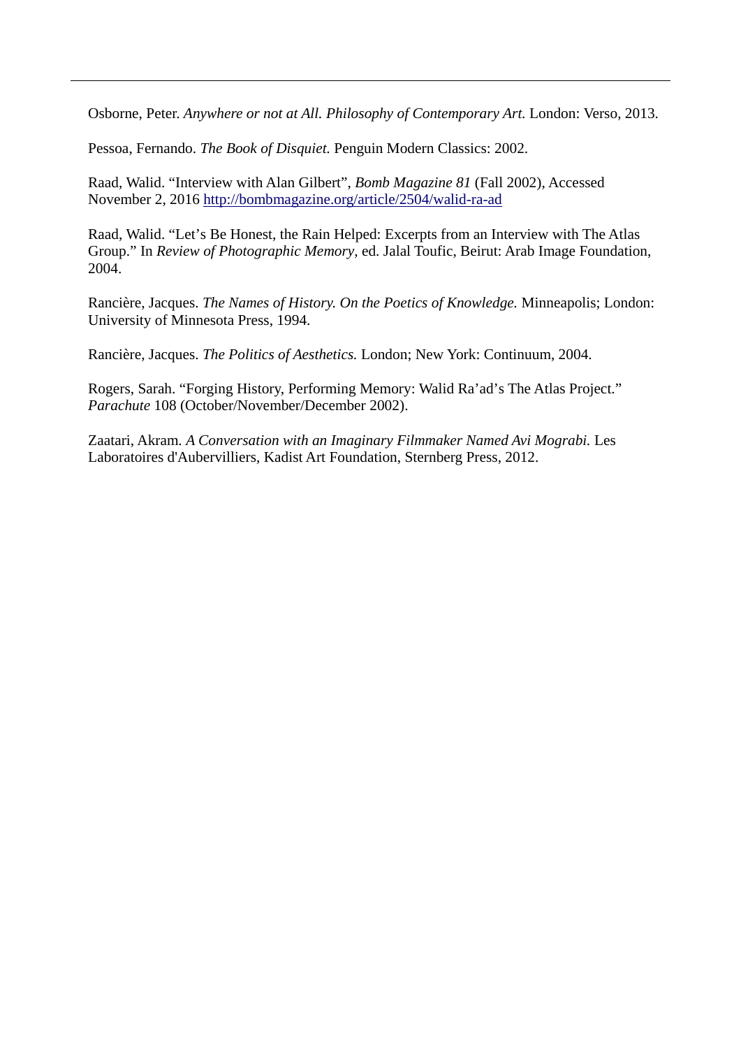Osborne, Peter. *Anywhere or not at All. Philosophy of Contemporary Art.* London: Verso, 2013.

Pessoa, Fernando. *The Book of Disquiet.* Penguin Modern Classics: 2002.

Raad, Walid. "Interview with Alan Gilbert", *Bomb Magazine 81* (Fall 2002), Accessed November 2, 2016 http://bombmagazine.org/article/2504/walid-ra-ad

Raad, Walid. "Let's Be Honest, the Rain Helped: Excerpts from an Interview with The Atlas Group." In *Review of Photographic Memory*, ed. Jalal Toufic, Beirut: Arab Image Foundation, 2004.

Rancière, Jacques. *The Names of History. On the Poetics of Knowledge.* Minneapolis; London: University of Minnesota Press, 1994.

Rancière, Jacques. *The Politics of Aesthetics.* London; New York: Continuum, 2004.

Rogers, Sarah. "Forging History, Performing Memory: Walid Ra'ad's The Atlas Project." *Parachute* 108 (October/November/December 2002).

Zaatari, Akram. *A Conversation with an Imaginary Filmmaker Named Avi Mograbi.* Les Laboratoires d'Aubervilliers, Kadist Art Foundation, Sternberg Press, 2012.